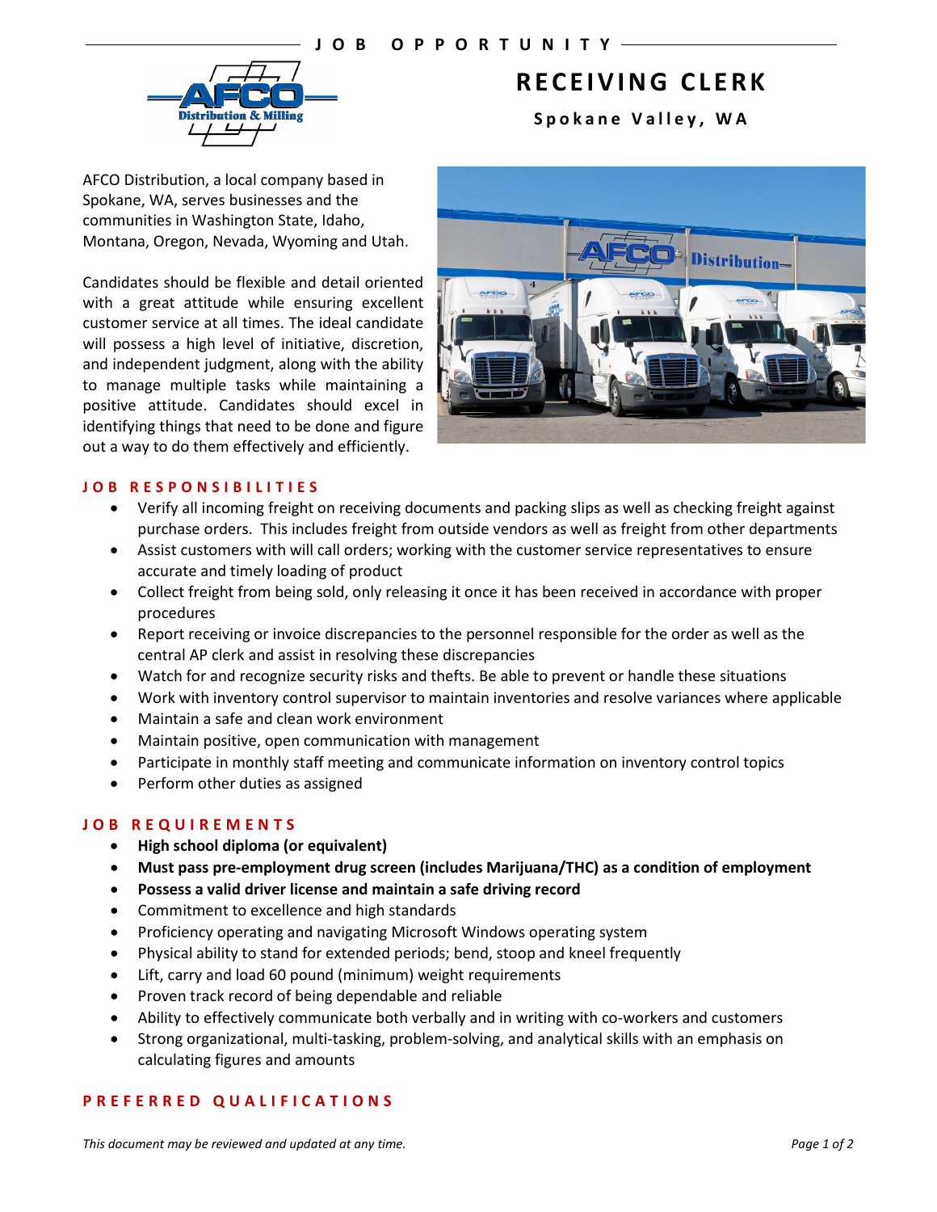JOB OPPORTUNITY

# RECEIVING CLERK

**Spokane Valley, WA**

AFCO Distribution, a local company based in Spokane, WA, serves businesses and the communities in Washington State, Idaho, Montana, Oregon, Nevada, Wyoming and Utah.

Candidates should be flexible and detail oriented with a great attitude while ensuring excellent customer service at all times. The ideal candidate will possess a high level of initiative, discretion, and independent judgment, along with the ability to manage multiple tasks while maintaining a positive attitude. Candidates should excel in identifying things that need to be done and figure out a way to do them effectively and efficiently.

## JOB RESPONSIBILITIES

- Verify all incoming freight on receiving documents and packing slips as well as checking freight against purchase orders. This includes freight from outside vendors as well as freight from other departments
- Assist customers with will call orders; working with the customer service representatives to ensure accurate and timely loading of product
- Collect freight from being sold, only releasing it once it has been received in accordance with proper procedures
- Report receiving or invoice discrepancies to the personnel responsible for the order as well as the central AP clerk and assist in resolving these discrepancies
- Watch for and recognize security risks and thefts. Be able to prevent or handle these situations
- Work with inventory control supervisor to maintain inventories and resolve variances where applicable
- Maintain a safe and clean work environment
- Maintain positive, open communication with management
- Participate in monthly staff meeting and communicate information on inventory control topics
- Perform other duties as assigned

## JOB REQUIREMENTS

- **High school diploma (or equivalent)**
- **Must pass pre-employment drug screen (includes Marijuana/THC) as a condition of employment**
- **Possess a valid driver license and maintain a safe driving record**
- Commitment to excellence and high standards
- Proficiency operating and navigating Microsoft Windows operating system
- Physical ability to stand for extended periods; bend, stoop and kneel frequently
- Lift, carry and load 60 pound (minimum) weight requirements
- Proven track record of being dependable and reliable
- Ability to effectively communicate both verbally and in writing with co-workers and customers
- Strong organizational, multi-tasking, problem-solving, and analytical skills with an emphasis on calculating figures and amounts

## PREFERRED QUALIFICATIONS

*This document may be reviewed and updated at any time.*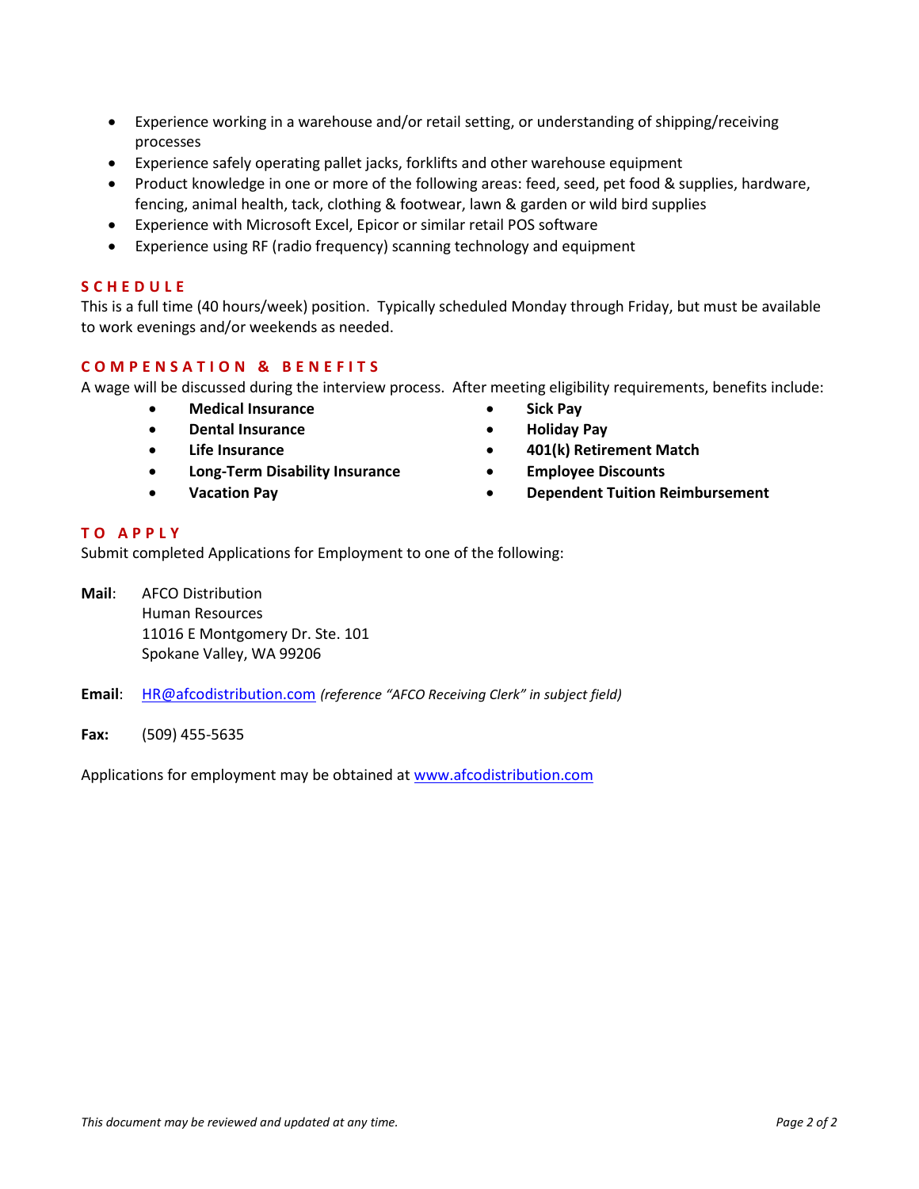- Experience working in a warehouse and/or retail setting, or understanding of shipping/receiving processes
- Experience safely operating pallet jacks, forklifts and other warehouse equipment
- Product knowledge in one or more of the following areas: feed, seed, pet food & supplies, hardware, fencing, animal health, tack, clothing & footwear, lawn & garden or wild bird supplies
- Experience with Microsoft Excel, Epicor or similar retail POS software
- Experience using RF (radio frequency) scanning technology and equipment

## SCHEDULE

This is a full time (40 hours/week) position. Typically scheduled Monday through Friday, but must be available to work evenings and/or weekends as needed.

## COMPENSATION & BENEFITS

A wage will be discussed during the interview process. After meeting eligibility requirements, benefits include:

- **Medical Insurance**
- **Dental Insurance**
- **Life Insurance**
- **Long-Term Disability Insurance**
- **Vacation Pay**
- **Sick Pay**
- **Holiday Pay**
- **401(k) Retirement Match**
- **Employee Discounts**
- **Dependent Tuition Reimbursement**

## TO APPLY

Submit completed Applications for Employment to one of the following:

**Mail**: AFCO Distribution
Human Resources
11016 E Montgomery Dr. Ste. 101
Spokane Valley, WA 99206

**Email**: HR@afcodistribution.com *(reference "AFCO Receiving Clerk" in subject field)*

**Fax:** (509) 455-5635

Applications for employment may be obtained at www.afcodistribution.com

*This document may be reviewed and updated at any time.*